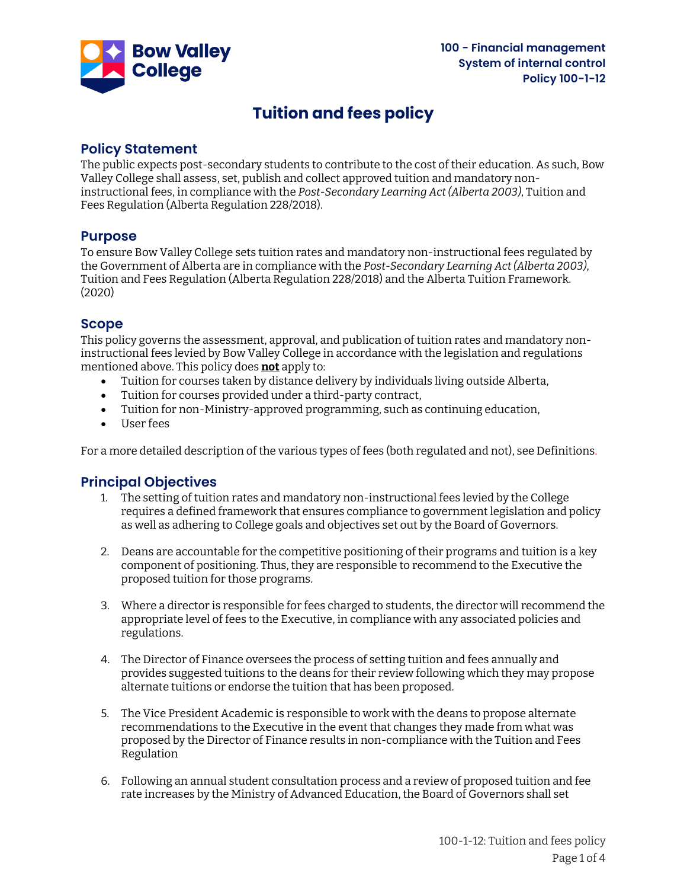# Tuition and fees policy

## Policy Statement

The public expects post-secondary students to contribute to the cost of their education. As such, Bow Valley College shall assess, set, publish and collect approved tuition and mandatory non-instructional fees, in compliance with the *Post-Secondary Learning Act (Alberta 2003)*, Tuition and Fees Regulation (Alberta Regulation 228/2018).

## Purpose

To ensure Bow Valley College sets tuition rates and mandatory non-instructional fees regulated by the Government of Alberta are in compliance with the *Post-Secondary Learning Act (Alberta 2003)*, Tuition and Fees Regulation (Alberta Regulation 228/2018) and the Alberta Tuition Framework. (2020)

## Scope

This policy governs the assessment, approval, and publication of tuition rates and mandatory non-instructional fees levied by Bow Valley College in accordance with the legislation and regulations mentioned above. This policy does **not** apply to:

- Tuition for courses taken by distance delivery by individuals living outside Alberta,
- Tuition for courses provided under a third-party contract,
- Tuition for non-Ministry-approved programming, such as continuing education,
- User fees

For a more detailed description of the various types of fees (both regulated and not), see Definitions.

## Principal Objectives

1. The setting of tuition rates and mandatory non-instructional fees levied by the College requires a defined framework that ensures compliance to government legislation and policy as well as adhering to College goals and objectives set out by the Board of Governors.

2. Deans are accountable for the competitive positioning of their programs and tuition is a key component of positioning. Thus, they are responsible to recommend to the Executive the proposed tuition for those programs.

3. Where a director is responsible for fees charged to students, the director will recommend the appropriate level of fees to the Executive, in compliance with any associated policies and regulations.

4. The Director of Finance oversees the process of setting tuition and fees annually and provides suggested tuitions to the deans for their review following which they may propose alternate tuitions or endorse the tuition that has been proposed.

5. The Vice President Academic is responsible to work with the deans to propose alternate recommendations to the Executive in the event that changes they made from what was proposed by the Director of Finance results in non-compliance with the Tuition and Fees Regulation

6. Following an annual student consultation process and a review of proposed tuition and fee rate increases by the Ministry of Advanced Education, the Board of Governors shall set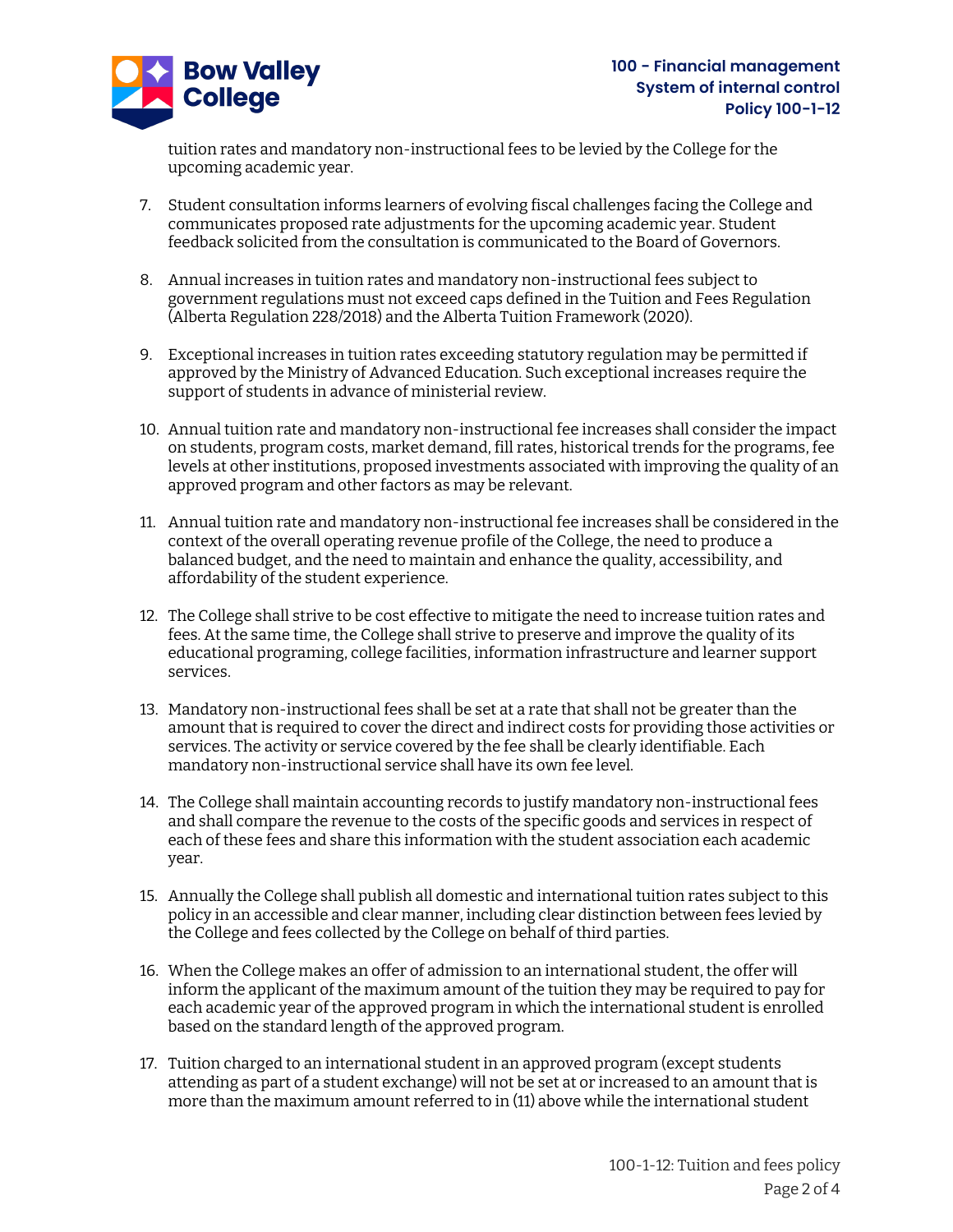tuition rates and mandatory non-instructional fees to be levied by the College for the upcoming academic year.

7. Student consultation informs learners of evolving fiscal challenges facing the College and communicates proposed rate adjustments for the upcoming academic year. Student feedback solicited from the consultation is communicated to the Board of Governors.

8. Annual increases in tuition rates and mandatory non-instructional fees subject to government regulations must not exceed caps defined in the Tuition and Fees Regulation (Alberta Regulation 228/2018) and the Alberta Tuition Framework (2020).

9. Exceptional increases in tuition rates exceeding statutory regulation may be permitted if approved by the Ministry of Advanced Education. Such exceptional increases require the support of students in advance of ministerial review.

10. Annual tuition rate and mandatory non-instructional fee increases shall consider the impact on students, program costs, market demand, fill rates, historical trends for the programs, fee levels at other institutions, proposed investments associated with improving the quality of an approved program and other factors as may be relevant.

11. Annual tuition rate and mandatory non-instructional fee increases shall be considered in the context of the overall operating revenue profile of the College, the need to produce a balanced budget, and the need to maintain and enhance the quality, accessibility, and affordability of the student experience.

12. The College shall strive to be cost effective to mitigate the need to increase tuition rates and fees. At the same time, the College shall strive to preserve and improve the quality of its educational programing, college facilities, information infrastructure and learner support services.

13. Mandatory non-instructional fees shall be set at a rate that shall not be greater than the amount that is required to cover the direct and indirect costs for providing those activities or services. The activity or service covered by the fee shall be clearly identifiable. Each mandatory non-instructional service shall have its own fee level.

14. The College shall maintain accounting records to justify mandatory non-instructional fees and shall compare the revenue to the costs of the specific goods and services in respect of each of these fees and share this information with the student association each academic year.

15. Annually the College shall publish all domestic and international tuition rates subject to this policy in an accessible and clear manner, including clear distinction between fees levied by the College and fees collected by the College on behalf of third parties.

16. When the College makes an offer of admission to an international student, the offer will inform the applicant of the maximum amount of the tuition they may be required to pay for each academic year of the approved program in which the international student is enrolled based on the standard length of the approved program.

17. Tuition charged to an international student in an approved program (except students attending as part of a student exchange) will not be set at or increased to an amount that is more than the maximum amount referred to in (11) above while the international student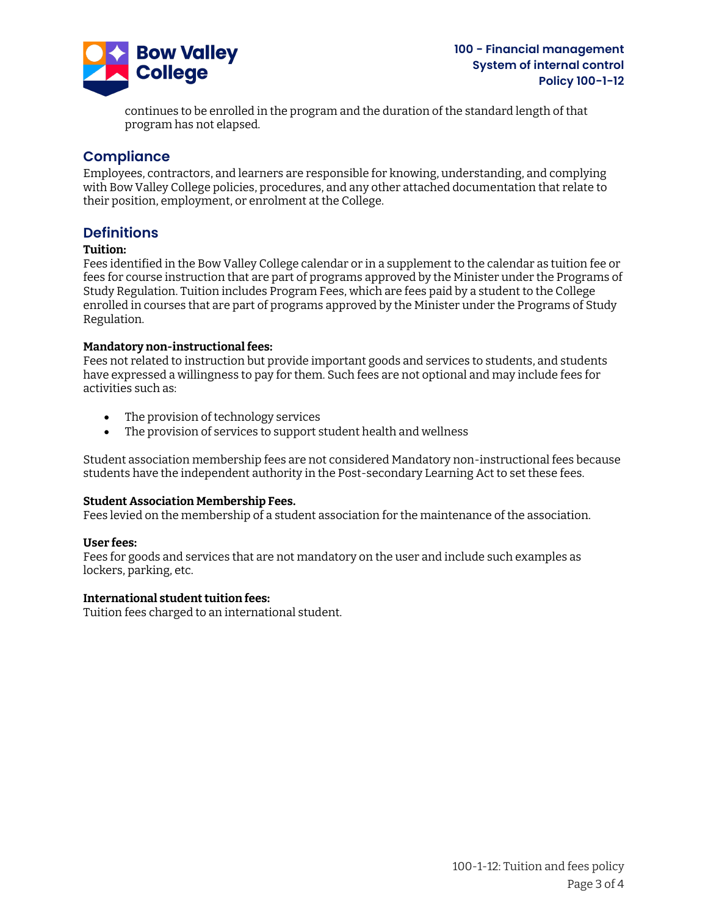continues to be enrolled in the program and the duration of the standard length of that program has not elapsed.

## Compliance

Employees, contractors, and learners are responsible for knowing, understanding, and complying with Bow Valley College policies, procedures, and any other attached documentation that relate to their position, employment, or enrolment at the College.

## Definitions

**Tuition:**
Fees identified in the Bow Valley College calendar or in a supplement to the calendar as tuition fee or fees for course instruction that are part of programs approved by the Minister under the Programs of Study Regulation. Tuition includes Program Fees, which are fees paid by a student to the College enrolled in courses that are part of programs approved by the Minister under the Programs of Study Regulation.

**Mandatory non-instructional fees:**
Fees not related to instruction but provide important goods and services to students, and students have expressed a willingness to pay for them. Such fees are not optional and may include fees for activities such as:

- The provision of technology services
- The provision of services to support student health and wellness

Student association membership fees are not considered Mandatory non-instructional fees because students have the independent authority in the Post-secondary Learning Act to set these fees.

**Student Association Membership Fees.**
Fees levied on the membership of a student association for the maintenance of the association.

**User fees:**
Fees for goods and services that are not mandatory on the user and include such examples as lockers, parking, etc.

**International student tuition fees:**
Tuition fees charged to an international student.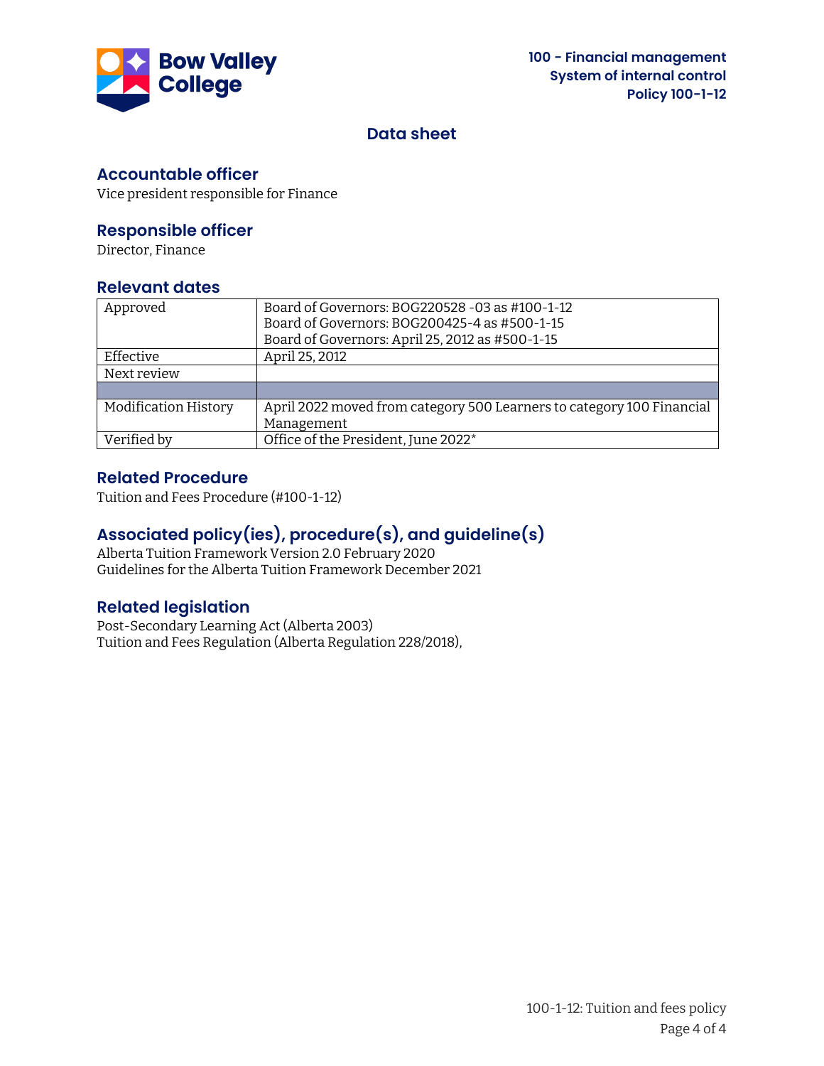## Data sheet

### Accountable officer

Vice president responsible for Finance

### Responsible officer

Director, Finance

### Relevant dates

| | |
|---|---|
| Approved | Board of Governors: BOG220528 -03 as #100-1-12<br>Board of Governors: BOG200425-4 as #500-1-15<br>Board of Governors: April 25, 2012 as #500-1-15 |
| Effective | April 25, 2012 |
| Next review | |
| | |
| Modification History | April 2022 moved from category 500 Learners to category 100 Financial Management |
| Verified by | Office of the President, June 2022* |

### Related Procedure

Tuition and Fees Procedure (#100-1-12)

### Associated policy(ies), procedure(s), and guideline(s)

Alberta Tuition Framework Version 2.0 February 2020
Guidelines for the Alberta Tuition Framework December 2021

### Related legislation

Post-Secondary Learning Act (Alberta 2003)
Tuition and Fees Regulation (Alberta Regulation 228/2018),